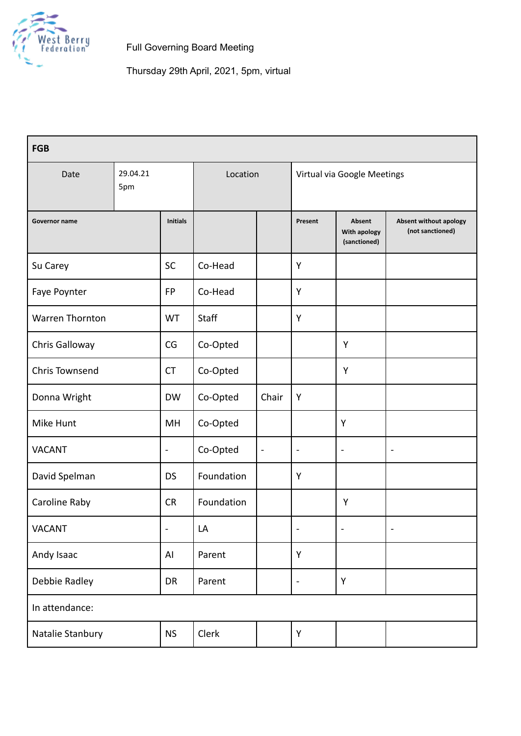West Berry Federation

Full Governing Board Meeting

Thursday 29th April, 2021, 5pm, virtual

| FGB | | | | | | | |
|---|---|---|---|---|---|---|---|
| Date | 29.04.21 5pm | | Location | | Virtual via Google Meetings | | |
| **Governor name** | **Initials** | | | **Present** | **Absent With apology (sanctioned)** | **Absent without apology (not sanctioned)** | |
| Su Carey | SC | Co-Head | | Y | | | |
| Faye Poynter | FP | Co-Head | | Y | | | |
| Warren Thornton | WT | Staff | | Y | | | |
| Chris Galloway | CG | Co-Opted | | | Y | | |
| Chris Townsend | CT | Co-Opted | | | Y | | |
| Donna Wright | DW | Co-Opted | Chair | Y | | | |
| Mike Hunt | MH | Co-Opted | | | Y | | |
| VACANT | - | Co-Opted | - | - | - | - | |
| David Spelman | DS | Foundation | | Y | | | |
| Caroline Raby | CR | Foundation | | | Y | | |
| VACANT | - | LA | | - | - | - | |
| Andy Isaac | AI | Parent | | Y | | | |
| Debbie Radley | DR | Parent | | - | Y | | |
| In attendance: | | | | | | | |
| Natalie Stanbury | NS | Clerk | | Y | | | |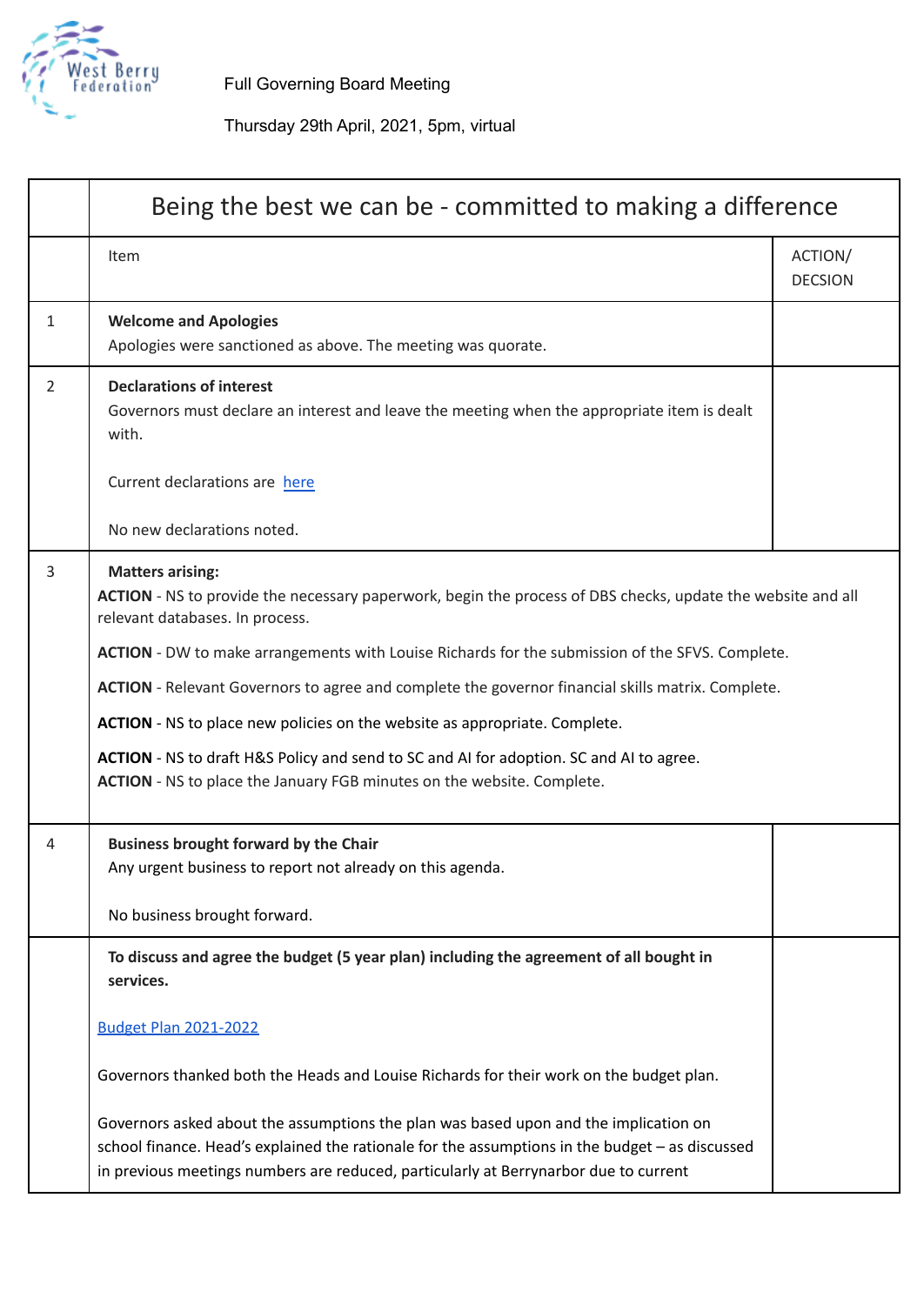Full Governing Board Meeting

Thursday 29th April, 2021, 5pm, virtual

| | Being the best we can be - committed to making a difference | |
|---|---|---|
| | Item | ACTION/ DECSION |
| 1 | **Welcome and Apologies**<br>Apologies were sanctioned as above. The meeting was quorate. | |
| 2 | **Declarations of interest**<br>Governors must declare an interest and leave the meeting when the appropriate item is dealt with.<br><br>Current declarations are [here](#)<br><br>No new declarations noted. | |
| 3 | **Matters arising:**<br>**ACTION** - NS to provide the necessary paperwork, begin the process of DBS checks, update the website and all relevant databases. In process.<br>**ACTION** - DW to make arrangements with Louise Richards for the submission of the SFVS. Complete.<br>**ACTION** - Relevant Governors to agree and complete the governor financial skills matrix. Complete.<br>**ACTION** - NS to place new policies on the website as appropriate. Complete.<br>**ACTION** - NS to draft H&S Policy and send to SC and AI for adoption. SC and AI to agree.<br>**ACTION** - NS to place the January FGB minutes on the website. Complete. | |
| 4 | **Business brought forward by the Chair**<br>Any urgent business to report not already on this agenda.<br><br>No business brought forward. | |
| | **To discuss and agree the budget (5 year plan) including the agreement of all bought in services.**<br><br>[Budget Plan 2021-2022](#)<br><br>Governors thanked both the Heads and Louise Richards for their work on the budget plan.<br><br>Governors asked about the assumptions the plan was based upon and the implication on school finance. Head's explained the rationale for the assumptions in the budget – as discussed in previous meetings numbers are reduced, particularly at Berrynarbor due to current | |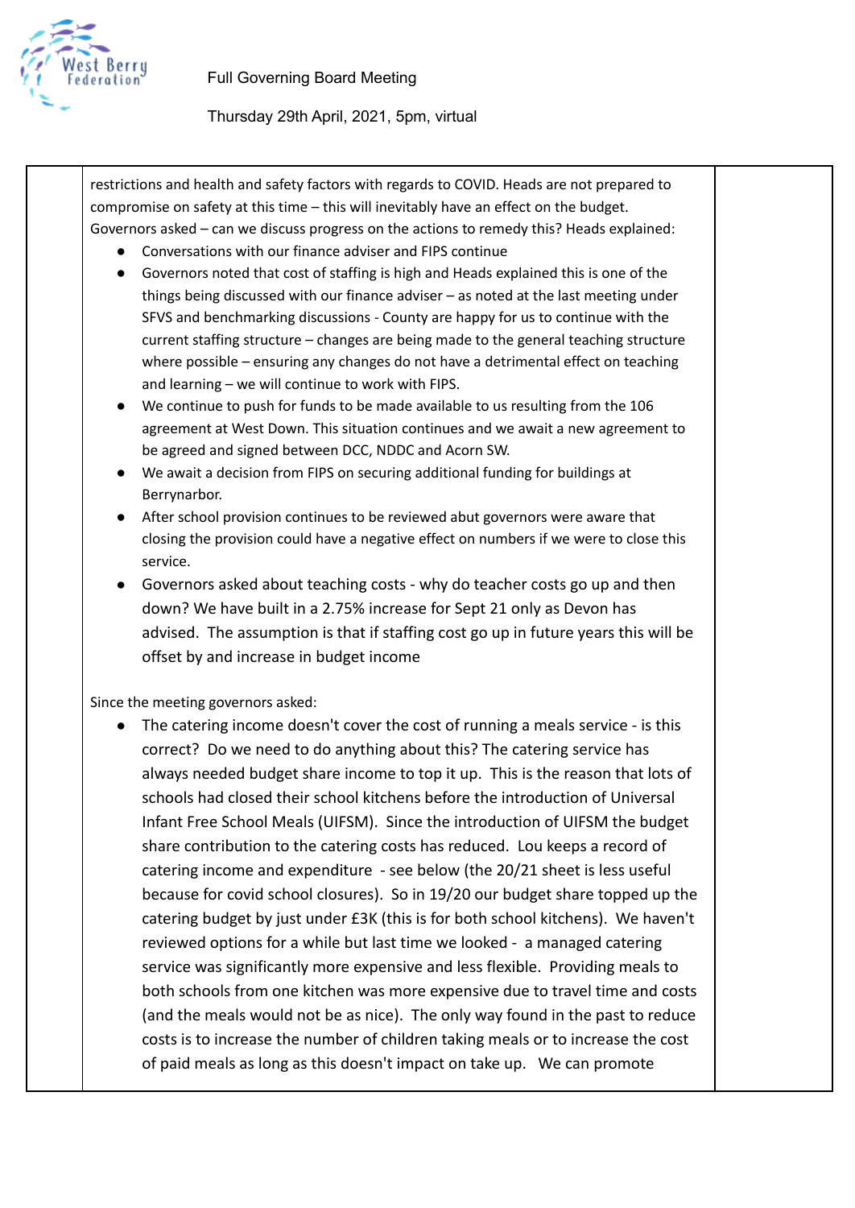restrictions and health and safety factors with regards to COVID. Heads are not prepared to compromise on safety at this time – this will inevitably have an effect on the budget. Governors asked – can we discuss progress on the actions to remedy this? Heads explained:

- Conversations with our finance adviser and FIPS continue
- Governors noted that cost of staffing is high and Heads explained this is one of the things being discussed with our finance adviser – as noted at the last meeting under SFVS and benchmarking discussions - County are happy for us to continue with the current staffing structure – changes are being made to the general teaching structure where possible – ensuring any changes do not have a detrimental effect on teaching and learning – we will continue to work with FIPS.
- We continue to push for funds to be made available to us resulting from the 106 agreement at West Down. This situation continues and we await a new agreement to be agreed and signed between DCC, NDDC and Acorn SW.
- We await a decision from FIPS on securing additional funding for buildings at Berrynarbor.
- After school provision continues to be reviewed abut governors were aware that closing the provision could have a negative effect on numbers if we were to close this service.
- Governors asked about teaching costs - why do teacher costs go up and then down? We have built in a 2.75% increase for Sept 21 only as Devon has advised. The assumption is that if staffing cost go up in future years this will be offset by and increase in budget income

Since the meeting governors asked:

- The catering income doesn't cover the cost of running a meals service - is this correct? Do we need to do anything about this? The catering service has always needed budget share income to top it up. This is the reason that lots of schools had closed their school kitchens before the introduction of Universal Infant Free School Meals (UIFSM). Since the introduction of UIFSM the budget share contribution to the catering costs has reduced. Lou keeps a record of catering income and expenditure - see below (the 20/21 sheet is less useful because for covid school closures). So in 19/20 our budget share topped up the catering budget by just under £3K (this is for both school kitchens). We haven't reviewed options for a while but last time we looked - a managed catering service was significantly more expensive and less flexible. Providing meals to both schools from one kitchen was more expensive due to travel time and costs (and the meals would not be as nice). The only way found in the past to reduce costs is to increase the number of children taking meals or to increase the cost of paid meals as long as this doesn't impact on take up. We can promote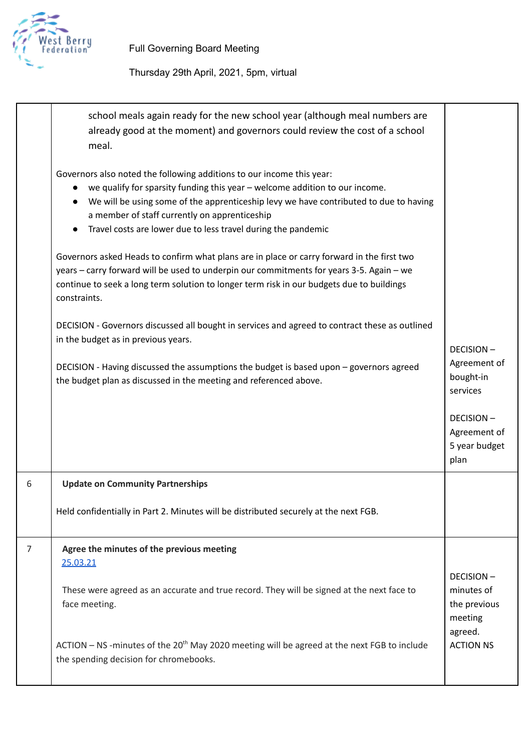Full Governing Board Meeting

Thursday 29th April, 2021, 5pm, virtual

| | | |
|---|---|---|
| | school meals again ready for the new school year (although meal numbers are already good at the moment) and governors could review the cost of a school meal.<br><br>Governors also noted the following additions to our income this year:<br>• we qualify for sparsity funding this year – welcome addition to our income.<br>• We will be using some of the apprenticeship levy we have contributed to due to having a member of staff currently on apprenticeship<br>• Travel costs are lower due to less travel during the pandemic<br><br>Governors asked Heads to confirm what plans are in place or carry forward in the first two years – carry forward will be used to underpin our commitments for years 3-5. Again – we continue to seek a long term solution to longer term risk in our budgets due to buildings constraints.<br><br>DECISION - Governors discussed all bought in services and agreed to contract these as outlined in the budget as in previous years.<br><br>DECISION - Having discussed the assumptions the budget is based upon – governors agreed the budget plan as discussed in the meeting and referenced above. | DECISION – Agreement of bought-in services<br><br>DECISION – Agreement of 5 year budget plan |
| 6 | **Update on Community Partnerships**<br><br>Held confidentially in Part 2. Minutes will be distributed securely at the next FGB. | |
| 7 | **Agree the minutes of the previous meeting**<br>25.03.21<br><br>These were agreed as an accurate and true record. They will be signed at the next face to face meeting.<br><br>ACTION – NS -minutes of the 20th May 2020 meeting will be agreed at the next FGB to include the spending decision for chromebooks. | DECISION – minutes of the previous meeting agreed.<br>ACTION NS |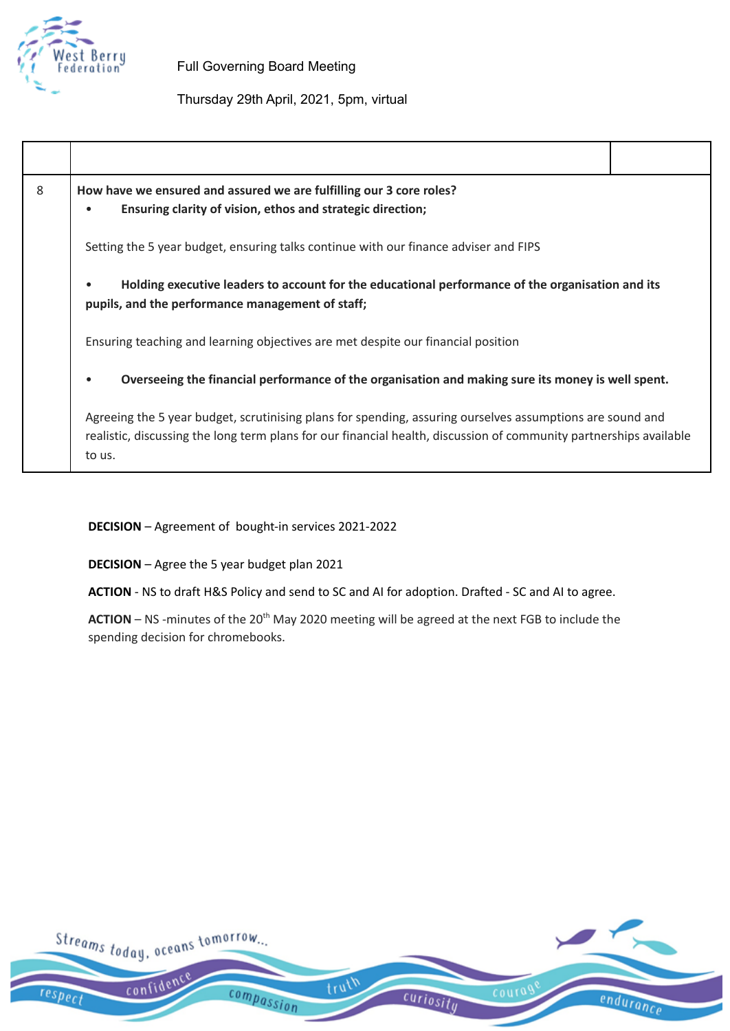Full Governing Board Meeting

Thursday 29th April, 2021, 5pm, virtual

| | | |
|---|---|---|
| 8 | **How have we ensured and assured we are fulfilling our 3 core roles?**<br>• **Ensuring clarity of vision, ethos and strategic direction;**<br><br>Setting the 5 year budget, ensuring talks continue with our finance adviser and FIPS<br><br>• **Holding executive leaders to account for the educational performance of the organisation and its pupils, and the performance management of staff;**<br><br>Ensuring teaching and learning objectives are met despite our financial position<br><br>• **Overseeing the financial performance of the organisation and making sure its money is well spent.**<br><br>Agreeing the 5 year budget, scrutinising plans for spending, assuring ourselves assumptions are sound and realistic, discussing the long term plans for our financial health, discussion of community partnerships available to us. | |

**DECISION** – Agreement of bought-in services 2021-2022

**DECISION** – Agree the 5 year budget plan 2021

**ACTION** - NS to draft H&S Policy and send to SC and AI for adoption. Drafted - SC and AI to agree.

**ACTION** – NS -minutes of the 20th May 2020 meeting will be agreed at the next FGB to include the spending decision for chromebooks.